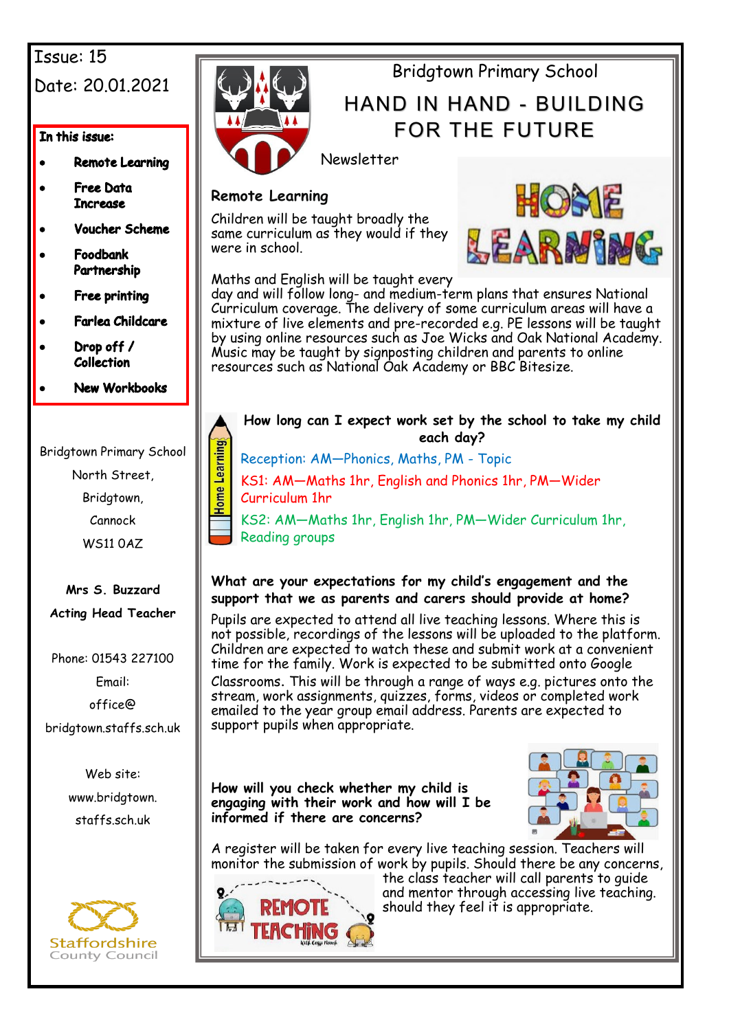Issue: 15

Date: 20.01.2021

**In this issue:**

- **Remote Learning**
- **Free Data Increase**
- **Voucher Scheme**
- **Foodbank Partnership**
- **Free printing**
- **Farlea Childcare**
- **Drop off / Collection**
- **New Workbooks**

Bridgtown Primary School
North Street,
Bridgtown,
Cannock
WS11 0AZ

**Mrs S. Buzzard**
**Acting Head Teacher**

Phone: 01543 227100
Email:
office@bridgtown.staffs.sch.uk

Web site:
www.bridgtown.staffs.sch.uk

Staffordshire County Council

# Bridgtown Primary School

## HAND IN HAND - BUILDING FOR THE FUTURE

Newsletter

## Remote Learning

Children will be taught broadly the same curriculum as they would if they were in school.

Maths and English will be taught every day and will follow long- and medium-term plans that ensures National Curriculum coverage. The delivery of some curriculum areas will have a mixture of live elements and pre-recorded e.g. PE lessons will be taught by using online resources such as Joe Wicks and Oak National Academy. Music may be taught by signposting children and parents to online resources such as National Oak Academy or BBC Bitesize.

### How long can I expect work set by the school to take my child each day?

Reception: AM—Phonics, Maths, PM - Topic

KS1: AM—Maths 1hr, English and Phonics 1hr, PM—Wider Curriculum 1hr

KS2: AM—Maths 1hr, English 1hr, PM—Wider Curriculum 1hr, Reading groups

### What are your expectations for my child's engagement and the support that we as parents and carers should provide at home?

Pupils are expected to attend all live teaching lessons. Where this is not possible, recordings of the lessons will be uploaded to the platform. Children are expected to watch these and submit work at a convenient time for the family. Work is expected to be submitted onto Google Classrooms. This will be through a range of ways e.g. pictures onto the stream, work assignments, quizzes, forms, videos or completed work emailed to the year group email address. Parents are expected to support pupils when appropriate.

### How will you check whether my child is engaging with their work and how will I be informed if there are concerns?

A register will be taken for every live teaching session. Teachers will monitor the submission of work by pupils. Should there be any concerns, the class teacher will call parents to guide and mentor through accessing live teaching. should they feel it is appropriate.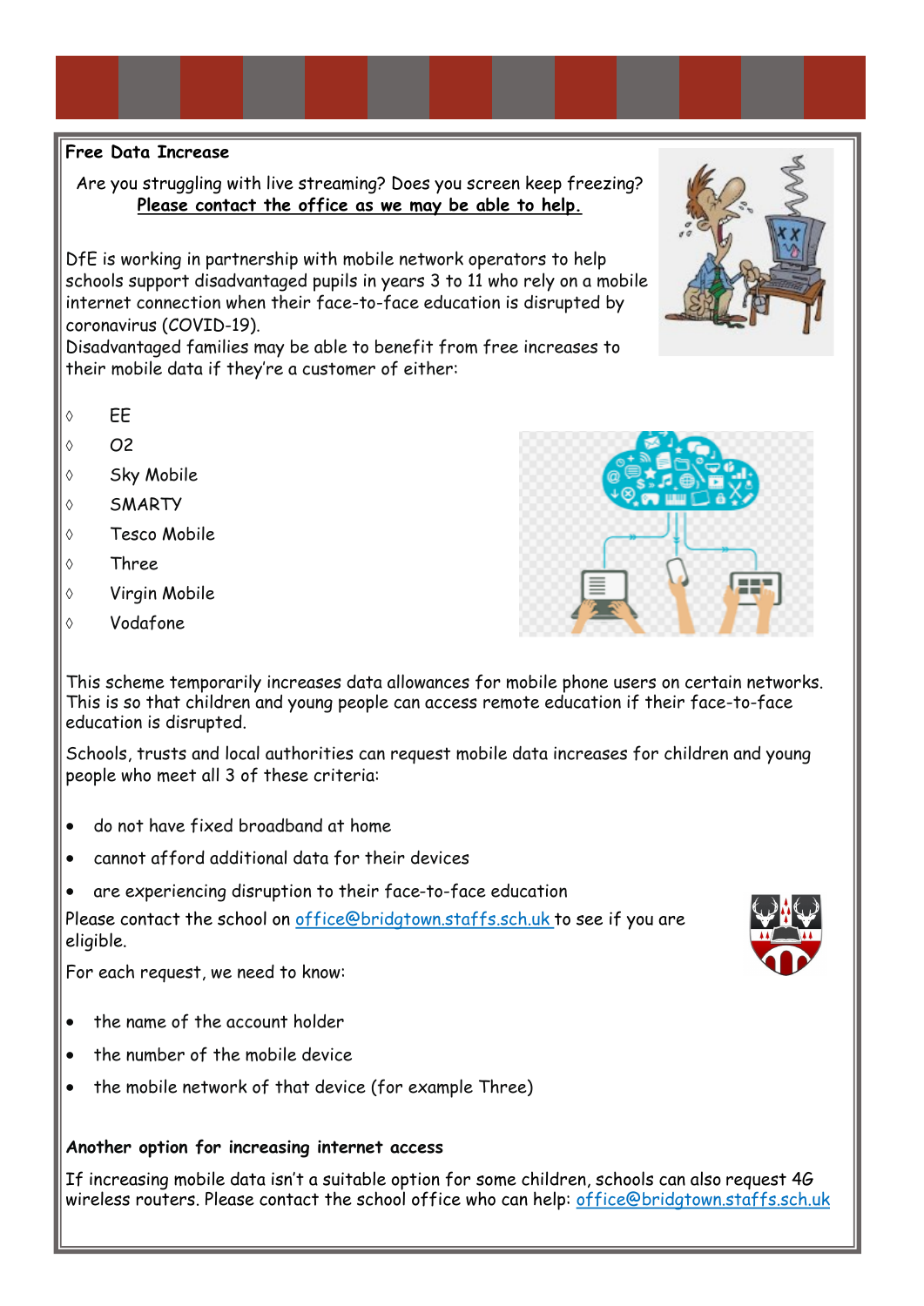**Free Data Increase**

Are you struggling with live streaming? Does you screen keep freezing? **Please contact the office as we may be able to help.**

DfE is working in partnership with mobile network operators to help schools support disadvantaged pupils in years 3 to 11 who rely on a mobile internet connection when their face-to-face education is disrupted by coronavirus (COVID-19).
Disadvantaged families may be able to benefit from free increases to their mobile data if they're a customer of either:

- EE
- O2
- Sky Mobile
- SMARTY
- Tesco Mobile
- Three
- Virgin Mobile
- Vodafone

This scheme temporarily increases data allowances for mobile phone users on certain networks. This is so that children and young people can access remote education if their face-to-face education is disrupted.

Schools, trusts and local authorities can request mobile data increases for children and young people who meet all 3 of these criteria:

- do not have fixed broadband at home
- cannot afford additional data for their devices
- are experiencing disruption to their face-to-face education

Please contact the school on office@bridgtown.staffs.sch.uk to see if you are eligible.

For each request, we need to know:

- the name of the account holder
- the number of the mobile device
- the mobile network of that device (for example Three)

**Another option for increasing internet access**

If increasing mobile data isn't a suitable option for some children, schools can also request 4G wireless routers. Please contact the school office who can help: office@bridgtown.staffs.sch.uk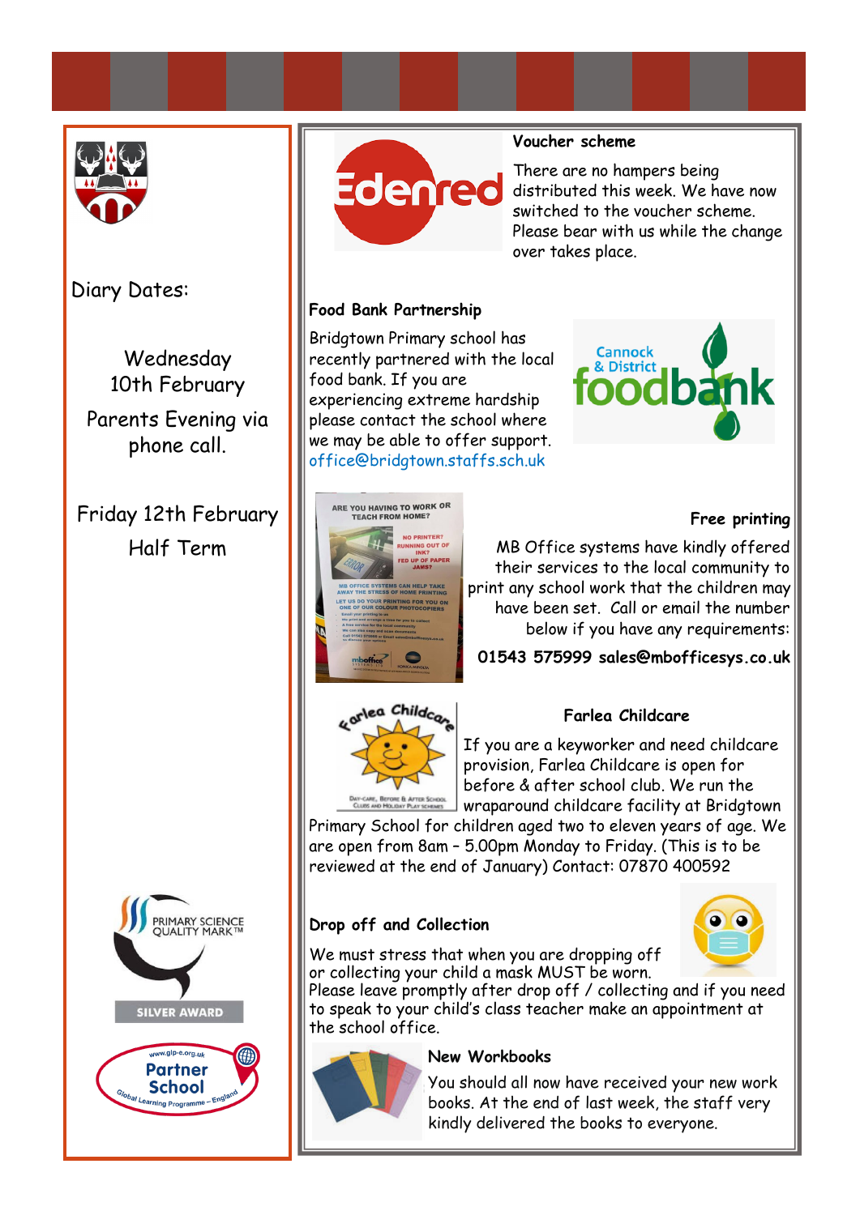Diary Dates:

Wednesday 10th February

Parents Evening via phone call.

Friday 12th February

Half Term

## Voucher scheme

There are no hampers being distributed this week. We have now switched to the voucher scheme. Please bear with us while the change over takes place.

## Food Bank Partnership

Bridgtown Primary school has recently partnered with the local food bank. If you are experiencing extreme hardship please contact the school where we may be able to offer support. office@bridgtown.staffs.sch.uk

## Free printing

MB Office systems have kindly offered their services to the local community to print any school work that the children may have been set. Call or email the number below if you have any requirements:

**01543 575999 sales@mbofficesys.co.uk**

## Farlea Childcare

If you are a keyworker and need childcare provision, Farlea Childcare is open for before & after school club. We run the wraparound childcare facility at Bridgtown Primary School for children aged two to eleven years of age. We are open from 8am – 5.00pm Monday to Friday. (This is to be reviewed at the end of January) Contact: 07870 400592

## Drop off and Collection

We must stress that when you are dropping off or collecting your child a mask MUST be worn.
Please leave promptly after drop off / collecting and if you need to speak to your child's class teacher make an appointment at the school office.

## New Workbooks

You should all now have received your new work books. At the end of last week, the staff very kindly delivered the books to everyone.